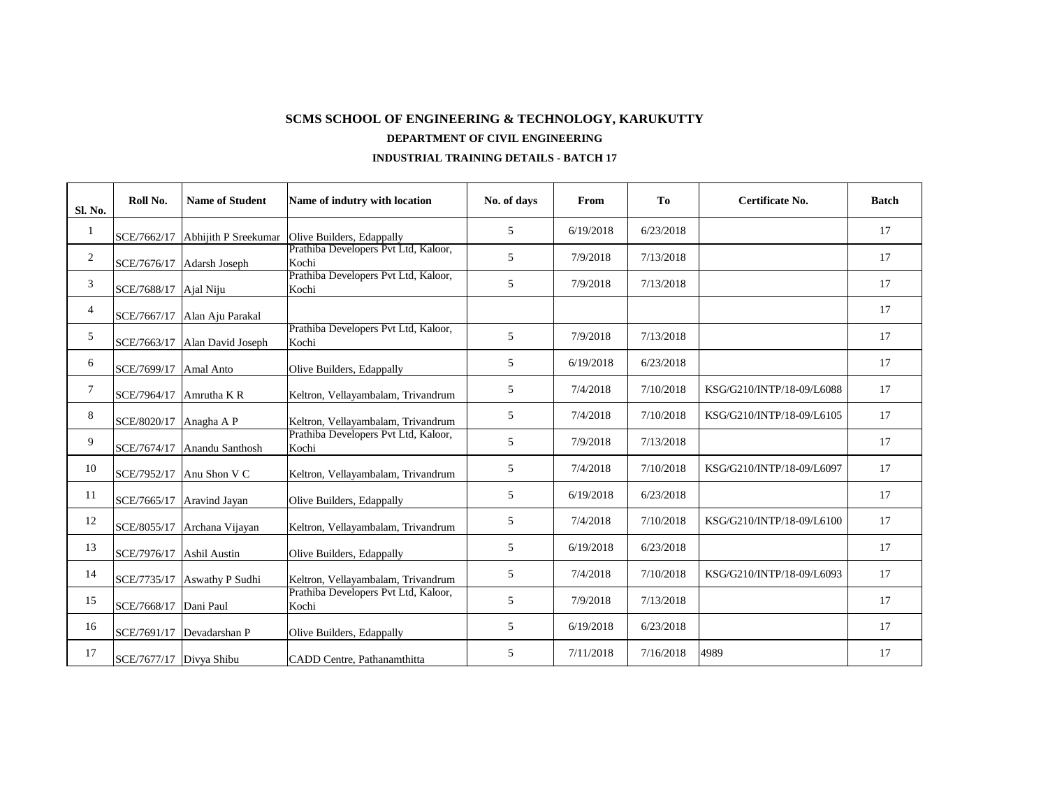# SCMS SCHOOL OF ENGINEERING & TECHNOLOGY, KARUKUTTY

## DEPARTMENT OF CIVIL ENGINEERING

### INDUSTRIAL TRAINING DETAILS - BATCH 17

| Sl. No. | Roll No. | Name of Student | Name of indutry with location | No. of days | From | To | Certificate No. | Batch |
|---|---|---|---|---|---|---|---|---|
| 1 | SCE/7662/17 | Abhijith P Sreekumar | Olive Builders, Edappally | 5 | 6/19/2018 | 6/23/2018 | | 17 |
| 2 | SCE/7676/17 | Adarsh Joseph | Prathiba Developers Pvt Ltd, Kaloor, Kochi | 5 | 7/9/2018 | 7/13/2018 | | 17 |
| 3 | SCE/7688/17 | Ajal Niju | Prathiba Developers Pvt Ltd, Kaloor, Kochi | 5 | 7/9/2018 | 7/13/2018 | | 17 |
| 4 | SCE/7667/17 | Alan Aju Parakal | | | | | | 17 |
| 5 | SCE/7663/17 | Alan David Joseph | Prathiba Developers Pvt Ltd, Kaloor, Kochi | 5 | 7/9/2018 | 7/13/2018 | | 17 |
| 6 | SCE/7699/17 | Amal Anto | Olive Builders, Edappally | 5 | 6/19/2018 | 6/23/2018 | | 17 |
| 7 | SCE/7964/17 | Amrutha K R | Keltron, Vellayambalam, Trivandrum | 5 | 7/4/2018 | 7/10/2018 | KSG/G210/INTP/18-09/L6088 | 17 |
| 8 | SCE/8020/17 | Anagha A P | Keltron, Vellayambalam, Trivandrum | 5 | 7/4/2018 | 7/10/2018 | KSG/G210/INTP/18-09/L6105 | 17 |
| 9 | SCE/7674/17 | Anandu Santhosh | Prathiba Developers Pvt Ltd, Kaloor, Kochi | 5 | 7/9/2018 | 7/13/2018 | | 17 |
| 10 | SCE/7952/17 | Anu Shon V C | Keltron, Vellayambalam, Trivandrum | 5 | 7/4/2018 | 7/10/2018 | KSG/G210/INTP/18-09/L6097 | 17 |
| 11 | SCE/7665/17 | Aravind Jayan | Olive Builders, Edappally | 5 | 6/19/2018 | 6/23/2018 | | 17 |
| 12 | SCE/8055/17 | Archana Vijayan | Keltron, Vellayambalam, Trivandrum | 5 | 7/4/2018 | 7/10/2018 | KSG/G210/INTP/18-09/L6100 | 17 |
| 13 | SCE/7976/17 | Ashil Austin | Olive Builders, Edappally | 5 | 6/19/2018 | 6/23/2018 | | 17 |
| 14 | SCE/7735/17 | Aswathy P Sudhi | Keltron, Vellayambalam, Trivandrum | 5 | 7/4/2018 | 7/10/2018 | KSG/G210/INTP/18-09/L6093 | 17 |
| 15 | SCE/7668/17 | Dani Paul | Prathiba Developers Pvt Ltd, Kaloor, Kochi | 5 | 7/9/2018 | 7/13/2018 | | 17 |
| 16 | SCE/7691/17 | Devadarshan P | Olive Builders, Edappally | 5 | 6/19/2018 | 6/23/2018 | | 17 |
| 17 | SCE/7677/17 | Divya Shibu | CADD Centre, Pathanamthitta | 5 | 7/11/2018 | 7/16/2018 | 4989 | 17 |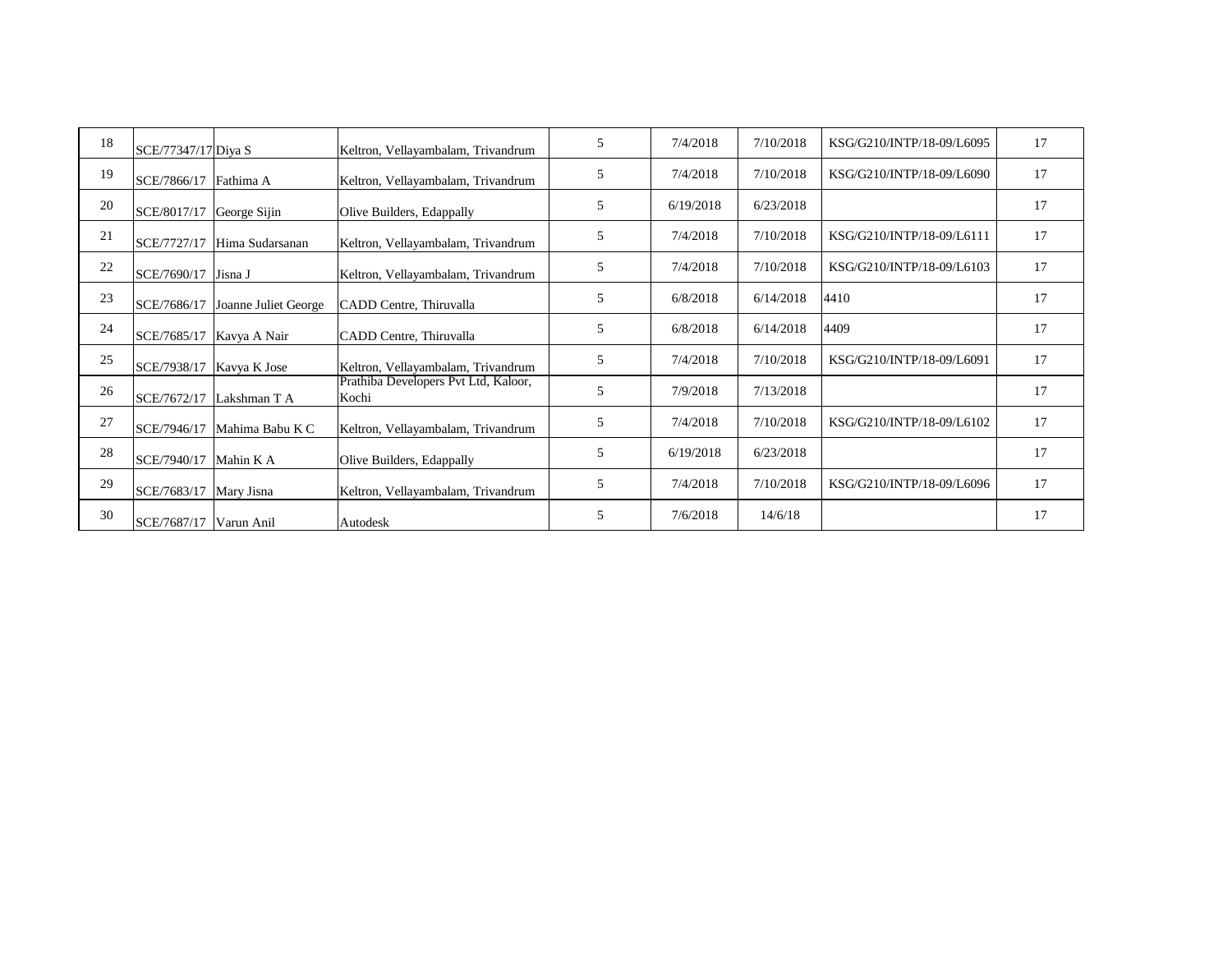| | | | | | | | | |
|---|---|---|---|---|---|---|---|---|
| 18 | SCE/77347/17 | Diya S | Keltron, Vellayambalam, Trivandrum | 5 | 7/4/2018 | 7/10/2018 | KSG/G210/INTP/18-09/L6095 | 17 |
| 19 | SCE/7866/17 | Fathima A | Keltron, Vellayambalam, Trivandrum | 5 | 7/4/2018 | 7/10/2018 | KSG/G210/INTP/18-09/L6090 | 17 |
| 20 | SCE/8017/17 | George Sijin | Olive Builders, Edappally | 5 | 6/19/2018 | 6/23/2018 | | 17 |
| 21 | SCE/7727/17 | Hima Sudarsanan | Keltron, Vellayambalam, Trivandrum | 5 | 7/4/2018 | 7/10/2018 | KSG/G210/INTP/18-09/L6111 | 17 |
| 22 | SCE/7690/17 | Jisna J | Keltron, Vellayambalam, Trivandrum | 5 | 7/4/2018 | 7/10/2018 | KSG/G210/INTP/18-09/L6103 | 17 |
| 23 | SCE/7686/17 | Joanne Juliet George | CADD Centre, Thiruvalla | 5 | 6/8/2018 | 6/14/2018 | 4410 | 17 |
| 24 | SCE/7685/17 | Kavya A Nair | CADD Centre, Thiruvalla | 5 | 6/8/2018 | 6/14/2018 | 4409 | 17 |
| 25 | SCE/7938/17 | Kavya K Jose | Keltron, Vellayambalam, Trivandrum | 5 | 7/4/2018 | 7/10/2018 | KSG/G210/INTP/18-09/L6091 | 17 |
| 26 | SCE/7672/17 | Lakshman T A | Prathiba Developers Pvt Ltd, Kaloor, Kochi | 5 | 7/9/2018 | 7/13/2018 | | 17 |
| 27 | SCE/7946/17 | Mahima Babu K C | Keltron, Vellayambalam, Trivandrum | 5 | 7/4/2018 | 7/10/2018 | KSG/G210/INTP/18-09/L6102 | 17 |
| 28 | SCE/7940/17 | Mahin K A | Olive Builders, Edappally | 5 | 6/19/2018 | 6/23/2018 | | 17 |
| 29 | SCE/7683/17 | Mary Jisna | Keltron, Vellayambalam, Trivandrum | 5 | 7/4/2018 | 7/10/2018 | KSG/G210/INTP/18-09/L6096 | 17 |
| 30 | SCE/7687/17 | Varun Anil | Autodesk | 5 | 7/6/2018 | 14/6/18 | | 17 |